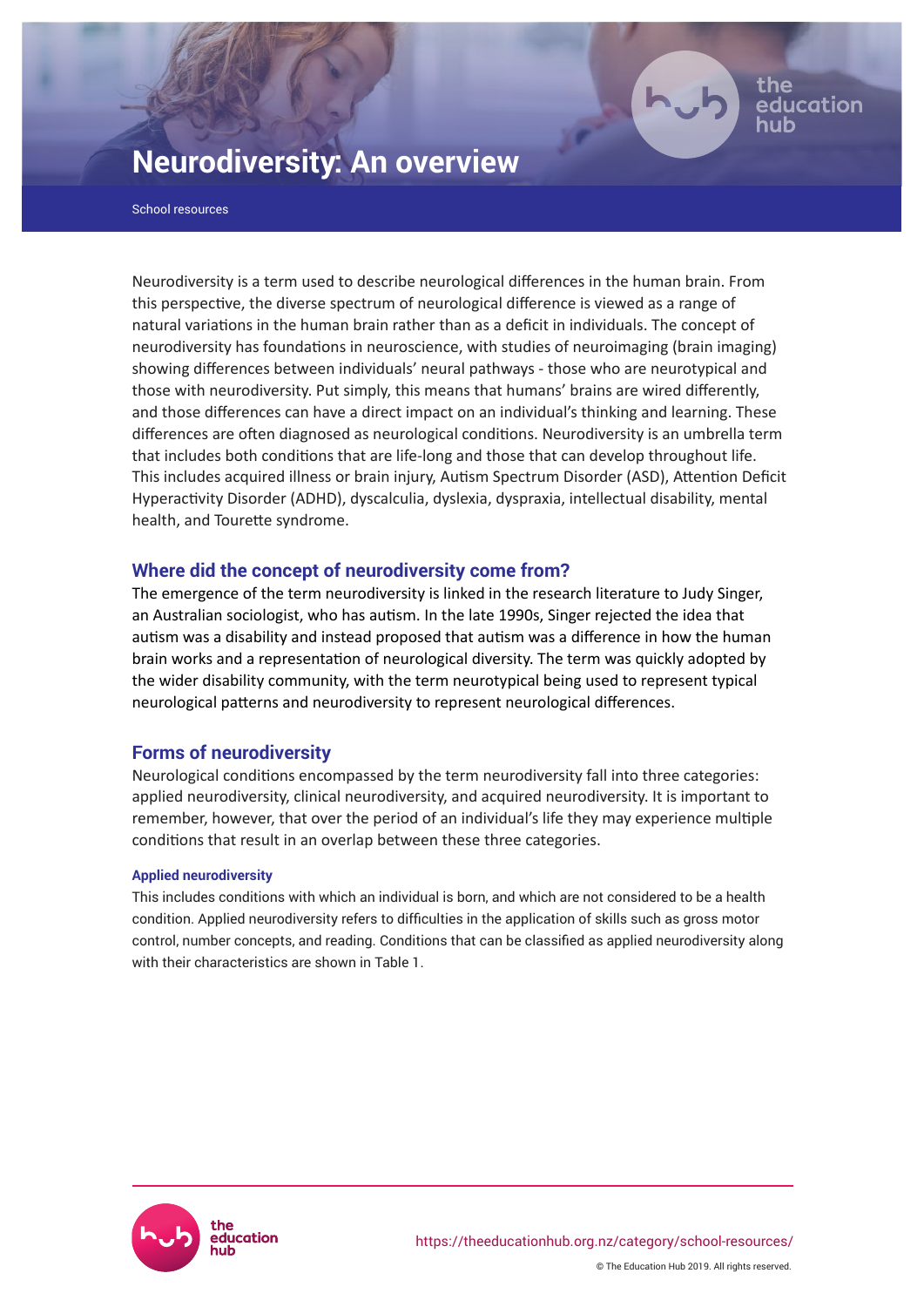# Neurodiversity: An overview

School resources

Neurodiversity is a term used to describe neurological differences in the human brain. From this perspective, the diverse spectrum of neurological difference is viewed as a range of natural variations in the human brain rather than as a deficit in individuals. The concept of neurodiversity has foundations in neuroscience, with studies of neuroimaging (brain imaging) showing differences between individuals' neural pathways - those who are neurotypical and those with neurodiversity. Put simply, this means that humans' brains are wired differently, and those differences can have a direct impact on an individual's thinking and learning. These differences are often diagnosed as neurological conditions. Neurodiversity is an umbrella term that includes both conditions that are life-long and those that can develop throughout life. This includes acquired illness or brain injury, Autism Spectrum Disorder (ASD), Attention Deficit Hyperactivity Disorder (ADHD), dyscalculia, dyslexia, dyspraxia, intellectual disability, mental health, and Tourette syndrome.

## Where did the concept of neurodiversity come from?

The emergence of the term neurodiversity is linked in the research literature to Judy Singer, an Australian sociologist, who has autism. In the late 1990s, Singer rejected the idea that autism was a disability and instead proposed that autism was a difference in how the human brain works and a representation of neurological diversity. The term was quickly adopted by the wider disability community, with the term neurotypical being used to represent typical neurological patterns and neurodiversity to represent neurological differences.

## Forms of neurodiversity

Neurological conditions encompassed by the term neurodiversity fall into three categories: applied neurodiversity, clinical neurodiversity, and acquired neurodiversity. It is important to remember, however, that over the period of an individual's life they may experience multiple conditions that result in an overlap between these three categories.

### Applied neurodiversity

This includes conditions with which an individual is born, and which are not considered to be a health condition. Applied neurodiversity refers to difficulties in the application of skills such as gross motor control, number concepts, and reading. Conditions that can be classified as applied neurodiversity along with their characteristics are shown in Table 1.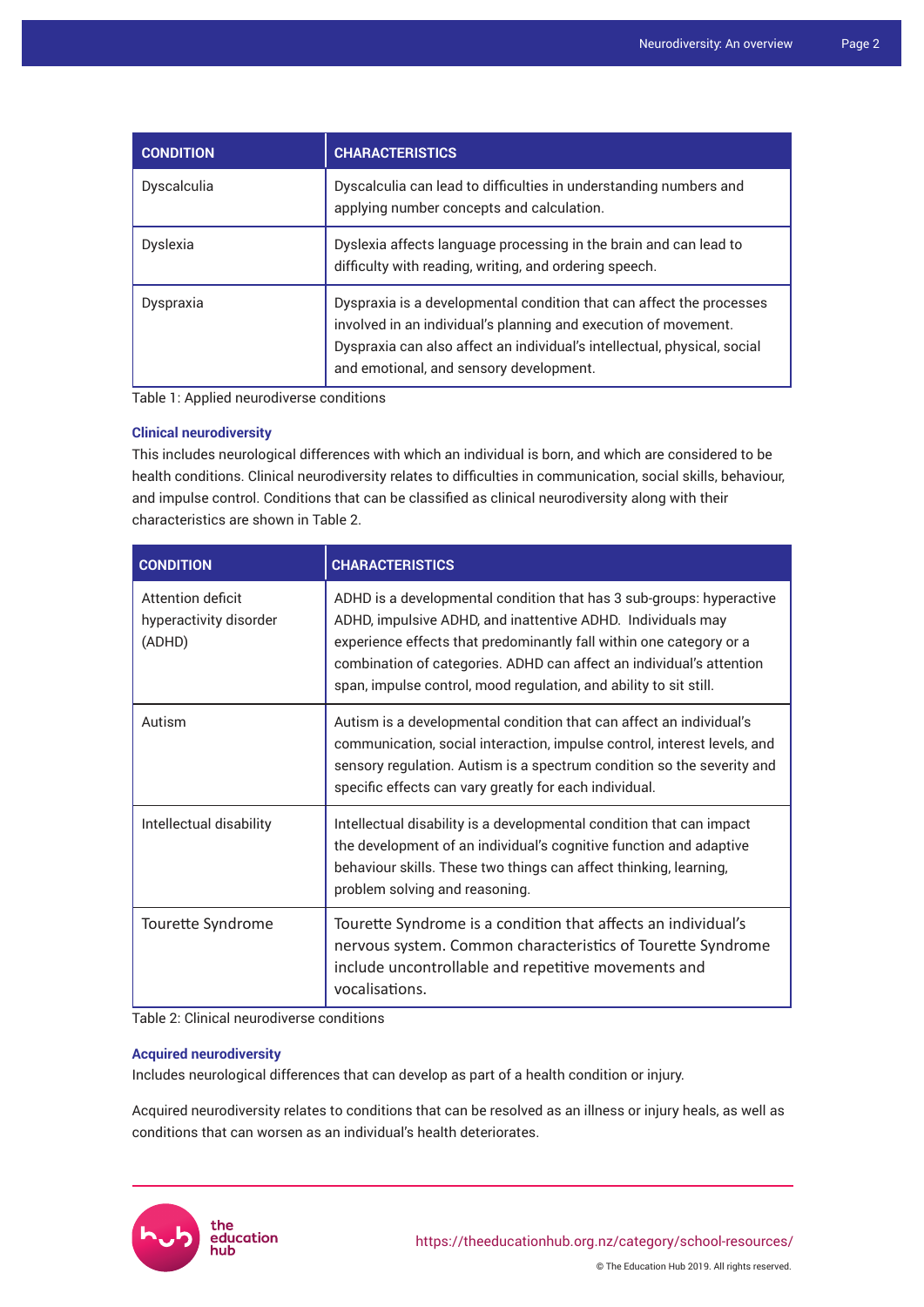| CONDITION | CHARACTERISTICS |
|---|---|
| Dyscalculia | Dyscalculia can lead to difficulties in understanding numbers and applying number concepts and calculation. |
| Dyslexia | Dyslexia affects language processing in the brain and can lead to difficulty with reading, writing, and ordering speech. |
| Dyspraxia | Dyspraxia is a developmental condition that can affect the processes involved in an individual's planning and execution of movement. Dyspraxia can also affect an individual's intellectual, physical, social and emotional, and sensory development. |

Table 1: Applied neurodiverse conditions

### Clinical neurodiversity

This includes neurological differences with which an individual is born, and which are considered to be health conditions. Clinical neurodiversity relates to difficulties in communication, social skills, behaviour, and impulse control. Conditions that can be classified as clinical neurodiversity along with their characteristics are shown in Table 2.

| CONDITION | CHARACTERISTICS |
|---|---|
| Attention deficit hyperactivity disorder (ADHD) | ADHD is a developmental condition that has 3 sub-groups: hyperactive ADHD, impulsive ADHD, and inattentive ADHD. Individuals may experience effects that predominantly fall within one category or a combination of categories. ADHD can affect an individual's attention span, impulse control, mood regulation, and ability to sit still. |
| Autism | Autism is a developmental condition that can affect an individual's communication, social interaction, impulse control, interest levels, and sensory regulation. Autism is a spectrum condition so the severity and specific effects can vary greatly for each individual. |
| Intellectual disability | Intellectual disability is a developmental condition that can impact the development of an individual's cognitive function and adaptive behaviour skills. These two things can affect thinking, learning, problem solving and reasoning. |
| Tourette Syndrome | Tourette Syndrome is a condition that affects an individual's nervous system. Common characteristics of Tourette Syndrome include uncontrollable and repetitive movements and vocalisations. |

Table 2: Clinical neurodiverse conditions

### Acquired neurodiversity

Includes neurological differences that can develop as part of a health condition or injury.

Acquired neurodiversity relates to conditions that can be resolved as an illness or injury heals, as well as conditions that can worsen as an individual's health deteriorates.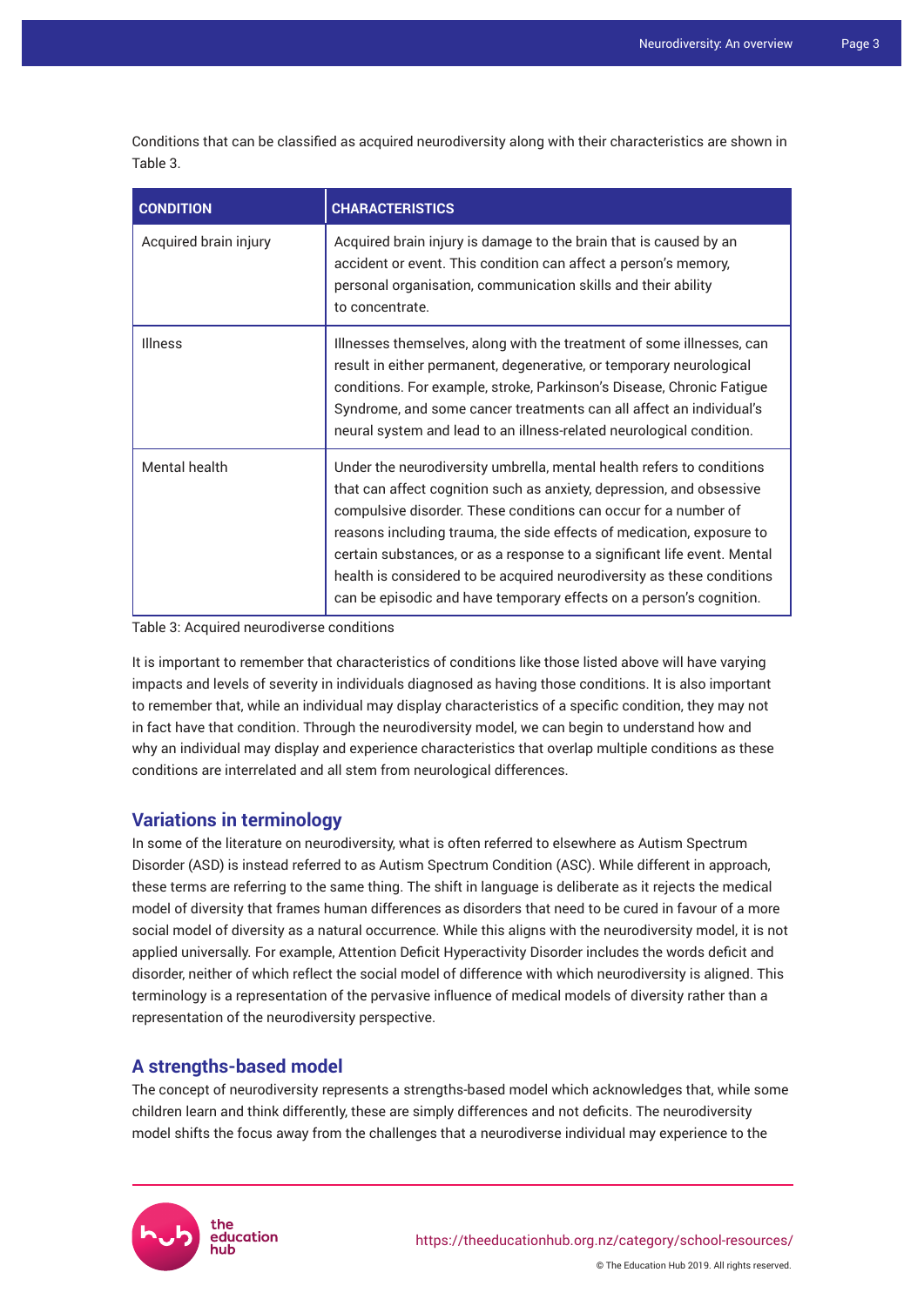Conditions that can be classified as acquired neurodiversity along with their characteristics are shown in Table 3.

| CONDITION | CHARACTERISTICS |
| --- | --- |
| Acquired brain injury | Acquired brain injury is damage to the brain that is caused by an accident or event. This condition can affect a person's memory, personal organisation, communication skills and their ability to concentrate. |
| Illness | Illnesses themselves, along with the treatment of some illnesses, can result in either permanent, degenerative, or temporary neurological conditions. For example, stroke, Parkinson's Disease, Chronic Fatigue Syndrome, and some cancer treatments can all affect an individual's neural system and lead to an illness-related neurological condition. |
| Mental health | Under the neurodiversity umbrella, mental health refers to conditions that can affect cognition such as anxiety, depression, and obsessive compulsive disorder. These conditions can occur for a number of reasons including trauma, the side effects of medication, exposure to certain substances, or as a response to a significant life event. Mental health is considered to be acquired neurodiversity as these conditions can be episodic and have temporary effects on a person's cognition. |

Table 3: Acquired neurodiverse conditions

It is important to remember that characteristics of conditions like those listed above will have varying impacts and levels of severity in individuals diagnosed as having those conditions. It is also important to remember that, while an individual may display characteristics of a specific condition, they may not in fact have that condition. Through the neurodiversity model, we can begin to understand how and why an individual may display and experience characteristics that overlap multiple conditions as these conditions are interrelated and all stem from neurological differences.

## Variations in terminology

In some of the literature on neurodiversity, what is often referred to elsewhere as Autism Spectrum Disorder (ASD) is instead referred to as Autism Spectrum Condition (ASC). While different in approach, these terms are referring to the same thing. The shift in language is deliberate as it rejects the medical model of diversity that frames human differences as disorders that need to be cured in favour of a more social model of diversity as a natural occurrence. While this aligns with the neurodiversity model, it is not applied universally. For example, Attention Deficit Hyperactivity Disorder includes the words deficit and disorder, neither of which reflect the social model of difference with which neurodiversity is aligned. This terminology is a representation of the pervasive influence of medical models of diversity rather than a representation of the neurodiversity perspective.

## A strengths-based model

The concept of neurodiversity represents a strengths-based model which acknowledges that, while some children learn and think differently, these are simply differences and not deficits. The neurodiversity model shifts the focus away from the challenges that a neurodiverse individual may experience to the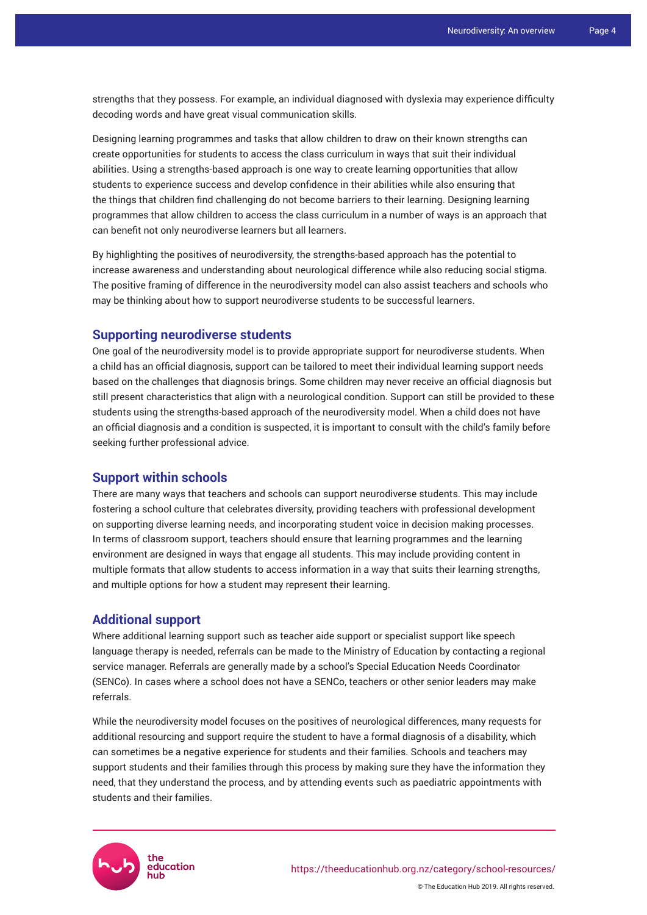strengths that they possess. For example, an individual diagnosed with dyslexia may experience difficulty decoding words and have great visual communication skills.

Designing learning programmes and tasks that allow children to draw on their known strengths can create opportunities for students to access the class curriculum in ways that suit their individual abilities. Using a strengths-based approach is one way to create learning opportunities that allow students to experience success and develop confidence in their abilities while also ensuring that the things that children find challenging do not become barriers to their learning. Designing learning programmes that allow children to access the class curriculum in a number of ways is an approach that can benefit not only neurodiverse learners but all learners.

By highlighting the positives of neurodiversity, the strengths-based approach has the potential to increase awareness and understanding about neurological difference while also reducing social stigma. The positive framing of difference in the neurodiversity model can also assist teachers and schools who may be thinking about how to support neurodiverse students to be successful learners.

## Supporting neurodiverse students

One goal of the neurodiversity model is to provide appropriate support for neurodiverse students. When a child has an official diagnosis, support can be tailored to meet their individual learning support needs based on the challenges that diagnosis brings. Some children may never receive an official diagnosis but still present characteristics that align with a neurological condition. Support can still be provided to these students using the strengths-based approach of the neurodiversity model. When a child does not have an official diagnosis and a condition is suspected, it is important to consult with the child's family before seeking further professional advice.

## Support within schools

There are many ways that teachers and schools can support neurodiverse students. This may include fostering a school culture that celebrates diversity, providing teachers with professional development on supporting diverse learning needs, and incorporating student voice in decision making processes. In terms of classroom support, teachers should ensure that learning programmes and the learning environment are designed in ways that engage all students. This may include providing content in multiple formats that allow students to access information in a way that suits their learning strengths, and multiple options for how a student may represent their learning.

## Additional support

Where additional learning support such as teacher aide support or specialist support like speech language therapy is needed, referrals can be made to the Ministry of Education by contacting a regional service manager. Referrals are generally made by a school's Special Education Needs Coordinator (SENCo). In cases where a school does not have a SENCo, teachers or other senior leaders may make referrals.

While the neurodiversity model focuses on the positives of neurological differences, many requests for additional resourcing and support require the student to have a formal diagnosis of a disability, which can sometimes be a negative experience for students and their families. Schools and teachers may support students and their families through this process by making sure they have the information they need, that they understand the process, and by attending events such as paediatric appointments with students and their families.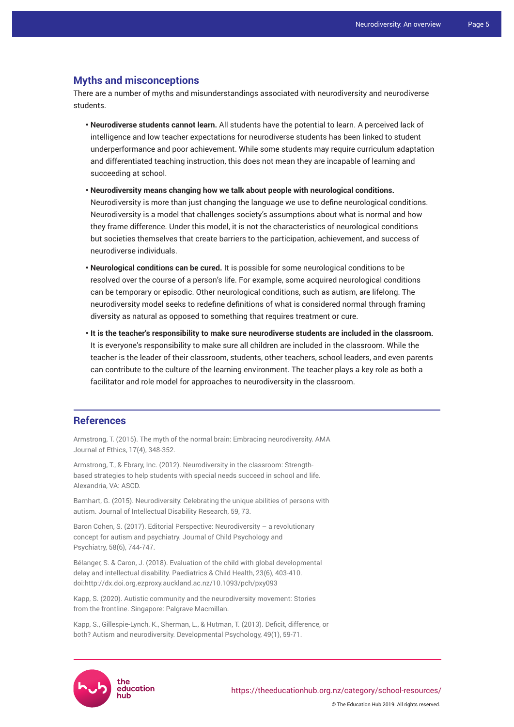## Myths and misconceptions

There are a number of myths and misunderstandings associated with neurodiversity and neurodiverse students.

- **Neurodiverse students cannot learn.** All students have the potential to learn. A perceived lack of intelligence and low teacher expectations for neurodiverse students has been linked to student underperformance and poor achievement. While some students may require curriculum adaptation and differentiated teaching instruction, this does not mean they are incapable of learning and succeeding at school.
- **Neurodiversity means changing how we talk about people with neurological conditions.** Neurodiversity is more than just changing the language we use to define neurological conditions. Neurodiversity is a model that challenges society's assumptions about what is normal and how they frame difference. Under this model, it is not the characteristics of neurological conditions but societies themselves that create barriers to the participation, achievement, and success of neurodiverse individuals.
- **Neurological conditions can be cured.** It is possible for some neurological conditions to be resolved over the course of a person's life. For example, some acquired neurological conditions can be temporary or episodic. Other neurological conditions, such as autism, are lifelong. The neurodiversity model seeks to redefine definitions of what is considered normal through framing diversity as natural as opposed to something that requires treatment or cure.
- **It is the teacher's responsibility to make sure neurodiverse students are included in the classroom.** It is everyone's responsibility to make sure all children are included in the classroom. While the teacher is the leader of their classroom, students, other teachers, school leaders, and even parents can contribute to the culture of the learning environment. The teacher plays a key role as both a facilitator and role model for approaches to neurodiversity in the classroom.

## References

Armstrong, T. (2015). The myth of the normal brain: Embracing neurodiversity. AMA Journal of Ethics, 17(4), 348-352.

Armstrong, T., & Ebrary, Inc. (2012). Neurodiversity in the classroom: Strength-based strategies to help students with special needs succeed in school and life. Alexandria, VA: ASCD.

Barnhart, G. (2015). Neurodiversity: Celebrating the unique abilities of persons with autism. Journal of Intellectual Disability Research, 59, 73.

Baron Cohen, S. (2017). Editorial Perspective: Neurodiversity – a revolutionary concept for autism and psychiatry. Journal of Child Psychology and Psychiatry, 58(6), 744-747.

Bélanger, S. & Caron, J. (2018). Evaluation of the child with global developmental delay and intellectual disability. Paediatrics & Child Health, 23(6), 403-410. doi:http://dx.doi.org.ezproxy.auckland.ac.nz/10.1093/pch/pxy093

Kapp, S. (2020). Autistic community and the neurodiversity movement: Stories from the frontline. Singapore: Palgrave Macmillan.

Kapp, S., Gillespie-Lynch, K., Sherman, L., & Hutman, T. (2013). Deficit, difference, or both? Autism and neurodiversity. Developmental Psychology, 49(1), 59-71.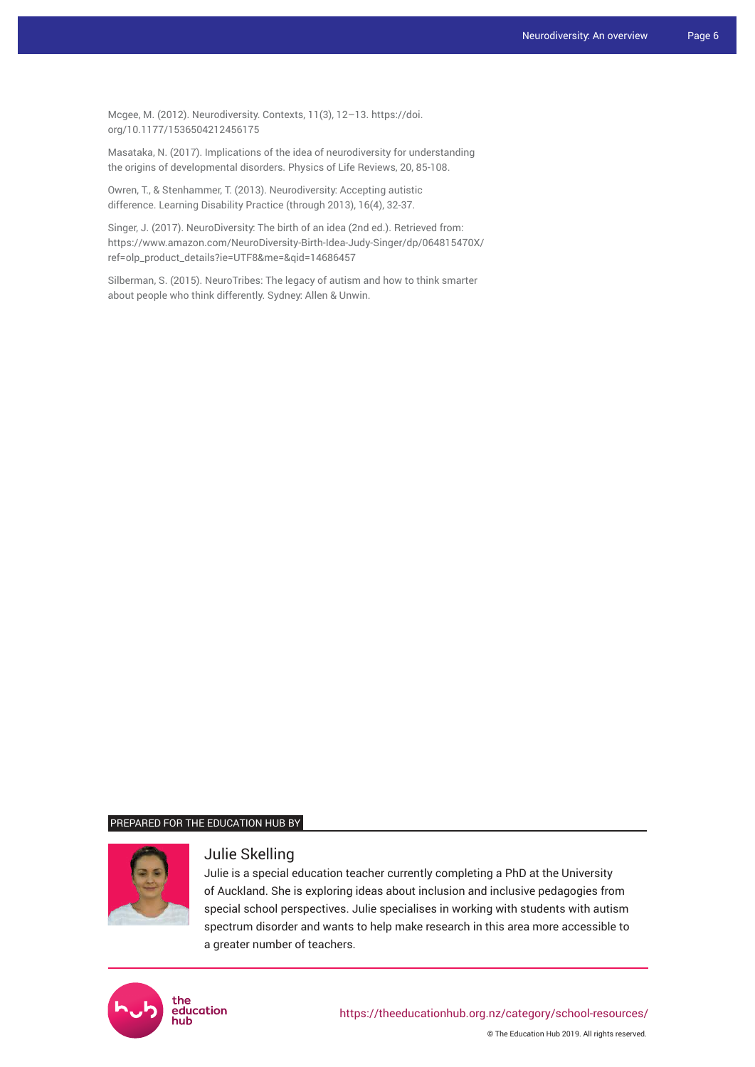Mcgee, M. (2012). Neurodiversity. Contexts, 11(3), 12–13. https://doi.org/10.1177/1536504212456175

Masataka, N. (2017). Implications of the idea of neurodiversity for understanding the origins of developmental disorders. Physics of Life Reviews, 20, 85-108.

Owren, T., & Stenhammer, T. (2013). Neurodiversity: Accepting autistic difference. Learning Disability Practice (through 2013), 16(4), 32-37.

Singer, J. (2017). NeuroDiversity: The birth of an idea (2nd ed.). Retrieved from: https://www.amazon.com/NeuroDiversity-Birth-Idea-Judy-Singer/dp/064815470X/ref=olp_product_details?ie=UTF8&me=&qid=14686457

Silberman, S. (2015). NeuroTribes: The legacy of autism and how to think smarter about people who think differently. Sydney: Allen & Unwin.

PREPARED FOR THE EDUCATION HUB BY

### Julie Skelling

Julie is a special education teacher currently completing a PhD at the University of Auckland. She is exploring ideas about inclusion and inclusive pedagogies from special school perspectives. Julie specialises in working with students with autism spectrum disorder and wants to help make research in this area more accessible to a greater number of teachers.

the education hub

https://theeducationhub.org.nz/category/school-resources/

© The Education Hub 2019. All rights reserved.